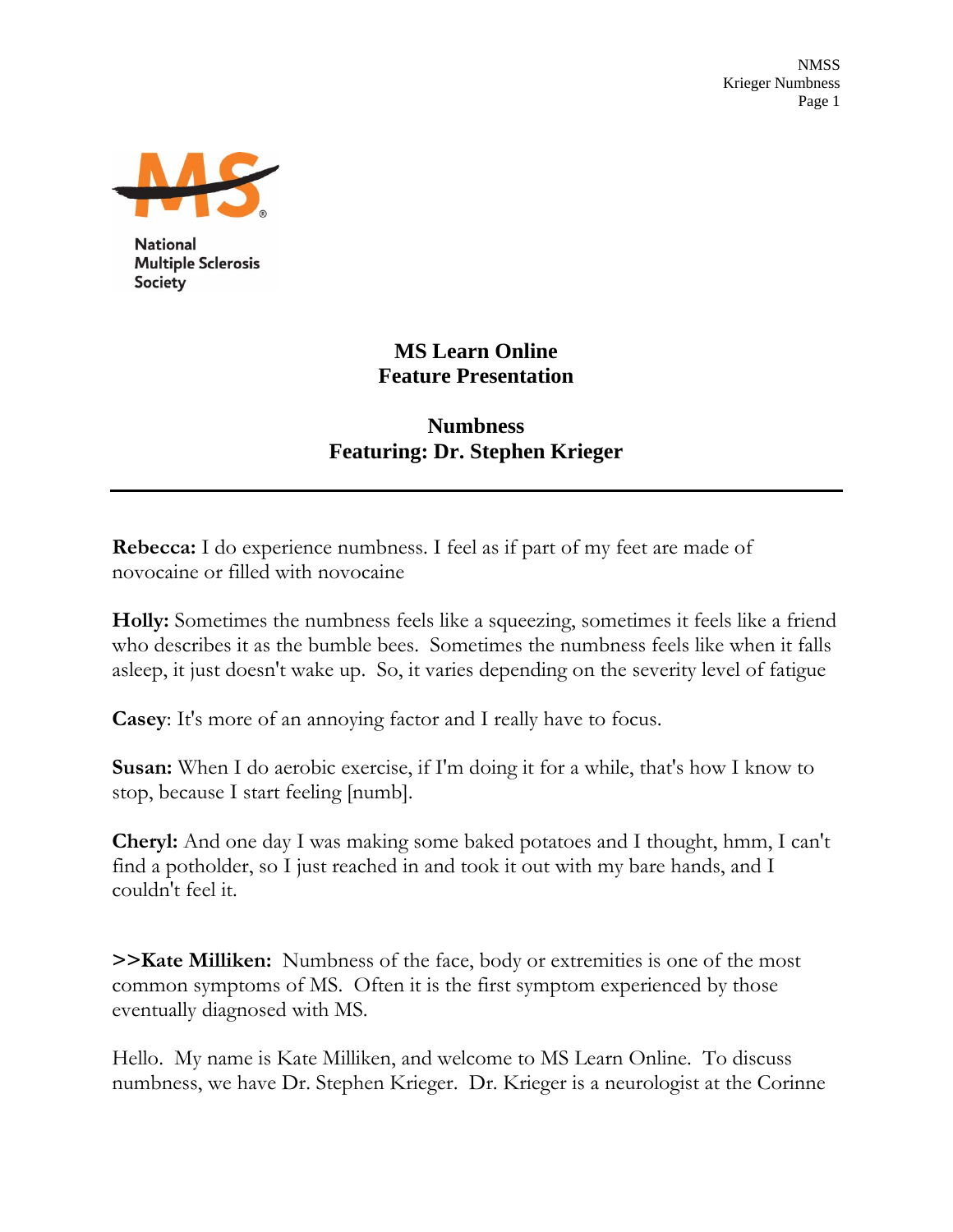National Multiple Sclerosis Society

# MS Learn Online
# Feature Presentation

## Numbness
## Featuring: Dr. Stephen Krieger

---

**Rebecca:** I do experience numbness. I feel as if part of my feet are made of novocaine or filled with novocaine

**Holly:** Sometimes the numbness feels like a squeezing, sometimes it feels like a friend who describes it as the bumble bees. Sometimes the numbness feels like when it falls asleep, it just doesn't wake up. So, it varies depending on the severity level of fatigue

**Casey**: It's more of an annoying factor and I really have to focus.

**Susan:** When I do aerobic exercise, if I'm doing it for a while, that's how I know to stop, because I start feeling [numb].

**Cheryl:** And one day I was making some baked potatoes and I thought, hmm, I can't find a potholder, so I just reached in and took it out with my bare hands, and I couldn't feel it.

**>>Kate Milliken:** Numbness of the face, body or extremities is one of the most common symptoms of MS. Often it is the first symptom experienced by those eventually diagnosed with MS.

Hello. My name is Kate Milliken, and welcome to MS Learn Online. To discuss numbness, we have Dr. Stephen Krieger. Dr. Krieger is a neurologist at the Corinne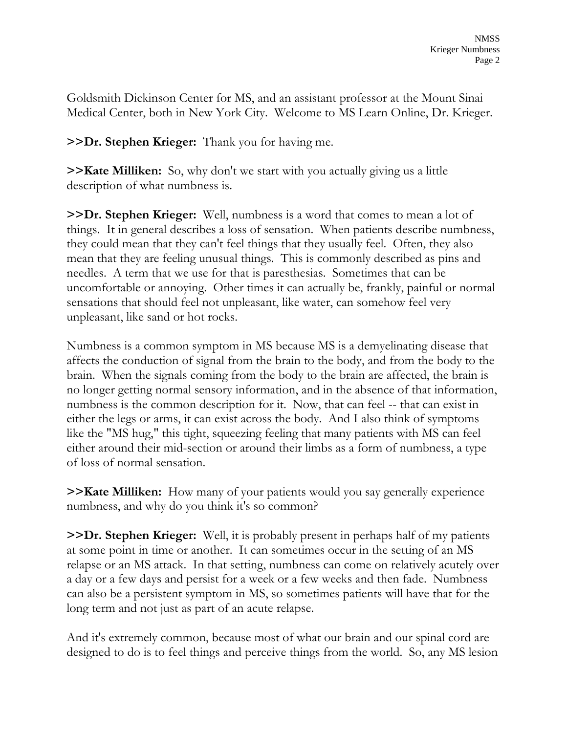Goldsmith Dickinson Center for MS, and an assistant professor at the Mount Sinai Medical Center, both in New York City. Welcome to MS Learn Online, Dr. Krieger.

**>>Dr. Stephen Krieger:** Thank you for having me.

**>>Kate Milliken:** So, why don't we start with you actually giving us a little description of what numbness is.

**>>Dr. Stephen Krieger:** Well, numbness is a word that comes to mean a lot of things. It in general describes a loss of sensation. When patients describe numbness, they could mean that they can't feel things that they usually feel. Often, they also mean that they are feeling unusual things. This is commonly described as pins and needles. A term that we use for that is paresthesias. Sometimes that can be uncomfortable or annoying. Other times it can actually be, frankly, painful or normal sensations that should feel not unpleasant, like water, can somehow feel very unpleasant, like sand or hot rocks.

Numbness is a common symptom in MS because MS is a demyelinating disease that affects the conduction of signal from the brain to the body, and from the body to the brain. When the signals coming from the body to the brain are affected, the brain is no longer getting normal sensory information, and in the absence of that information, numbness is the common description for it. Now, that can feel -- that can exist in either the legs or arms, it can exist across the body. And I also think of symptoms like the "MS hug," this tight, squeezing feeling that many patients with MS can feel either around their mid-section or around their limbs as a form of numbness, a type of loss of normal sensation.

**>>Kate Milliken:** How many of your patients would you say generally experience numbness, and why do you think it's so common?

**>>Dr. Stephen Krieger:** Well, it is probably present in perhaps half of my patients at some point in time or another. It can sometimes occur in the setting of an MS relapse or an MS attack. In that setting, numbness can come on relatively acutely over a day or a few days and persist for a week or a few weeks and then fade. Numbness can also be a persistent symptom in MS, so sometimes patients will have that for the long term and not just as part of an acute relapse.

And it's extremely common, because most of what our brain and our spinal cord are designed to do is to feel things and perceive things from the world. So, any MS lesion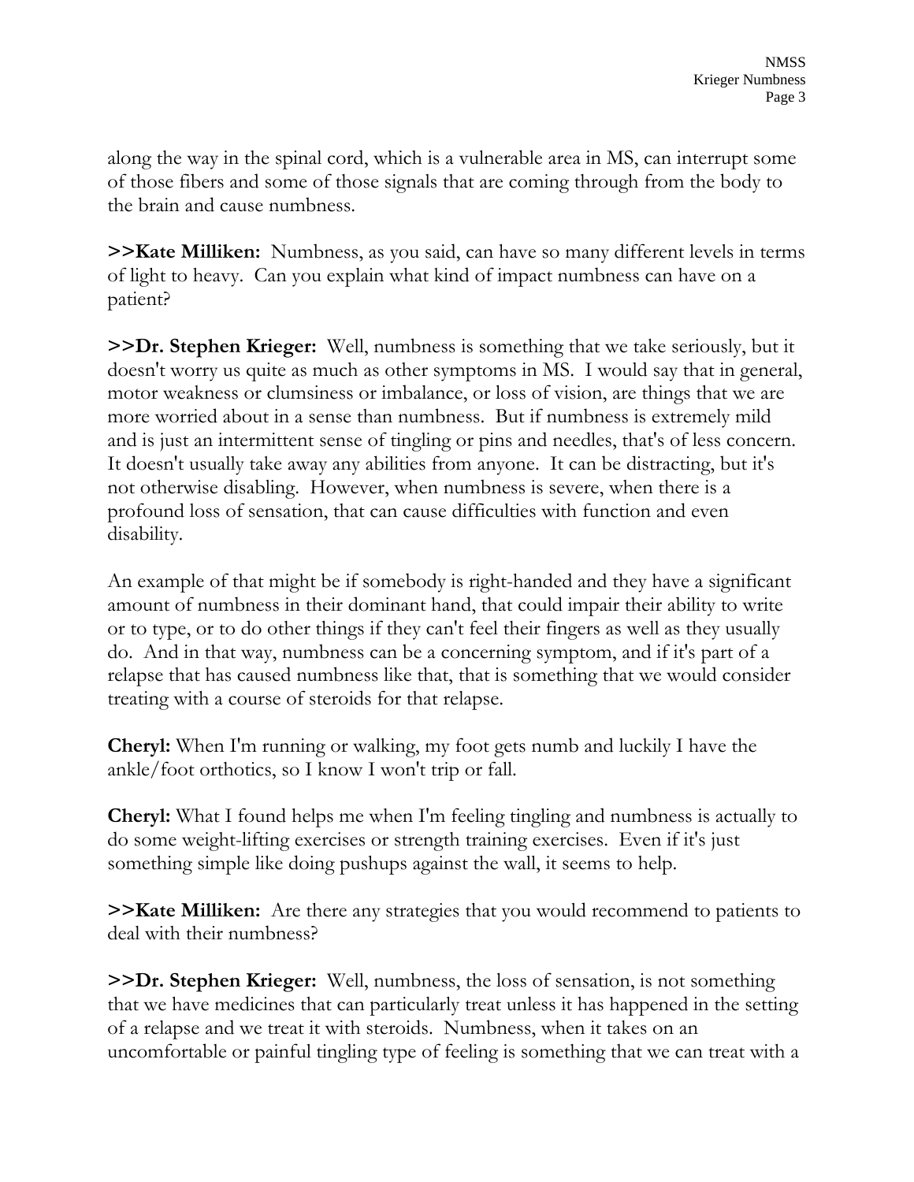along the way in the spinal cord, which is a vulnerable area in MS, can interrupt some of those fibers and some of those signals that are coming through from the body to the brain and cause numbness.

**>>Kate Milliken:** Numbness, as you said, can have so many different levels in terms of light to heavy. Can you explain what kind of impact numbness can have on a patient?

**>>Dr. Stephen Krieger:** Well, numbness is something that we take seriously, but it doesn't worry us quite as much as other symptoms in MS. I would say that in general, motor weakness or clumsiness or imbalance, or loss of vision, are things that we are more worried about in a sense than numbness. But if numbness is extremely mild and is just an intermittent sense of tingling or pins and needles, that's of less concern. It doesn't usually take away any abilities from anyone. It can be distracting, but it's not otherwise disabling. However, when numbness is severe, when there is a profound loss of sensation, that can cause difficulties with function and even disability.

An example of that might be if somebody is right-handed and they have a significant amount of numbness in their dominant hand, that could impair their ability to write or to type, or to do other things if they can't feel their fingers as well as they usually do. And in that way, numbness can be a concerning symptom, and if it's part of a relapse that has caused numbness like that, that is something that we would consider treating with a course of steroids for that relapse.

**Cheryl:** When I'm running or walking, my foot gets numb and luckily I have the ankle/foot orthotics, so I know I won't trip or fall.

**Cheryl:** What I found helps me when I'm feeling tingling and numbness is actually to do some weight-lifting exercises or strength training exercises. Even if it's just something simple like doing pushups against the wall, it seems to help.

**>>Kate Milliken:** Are there any strategies that you would recommend to patients to deal with their numbness?

**>>Dr. Stephen Krieger:** Well, numbness, the loss of sensation, is not something that we have medicines that can particularly treat unless it has happened in the setting of a relapse and we treat it with steroids. Numbness, when it takes on an uncomfortable or painful tingling type of feeling is something that we can treat with a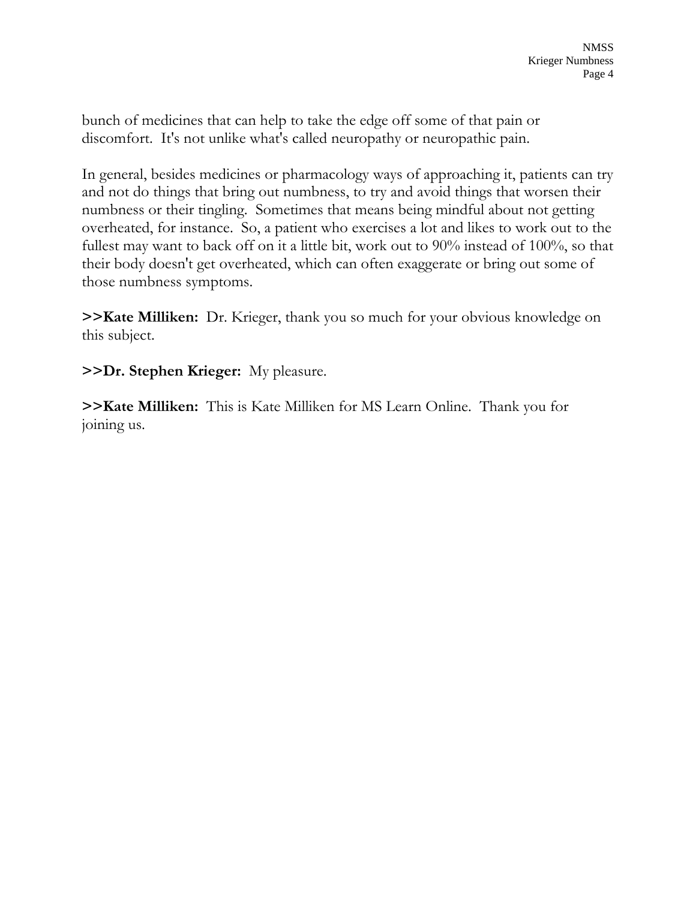bunch of medicines that can help to take the edge off some of that pain or discomfort. It's not unlike what's called neuropathy or neuropathic pain.

In general, besides medicines or pharmacology ways of approaching it, patients can try and not do things that bring out numbness, to try and avoid things that worsen their numbness or their tingling. Sometimes that means being mindful about not getting overheated, for instance. So, a patient who exercises a lot and likes to work out to the fullest may want to back off on it a little bit, work out to 90% instead of 100%, so that their body doesn't get overheated, which can often exaggerate or bring out some of those numbness symptoms.

**>>Kate Milliken:** Dr. Krieger, thank you so much for your obvious knowledge on this subject.

**>>Dr. Stephen Krieger:** My pleasure.

**>>Kate Milliken:** This is Kate Milliken for MS Learn Online. Thank you for joining us.